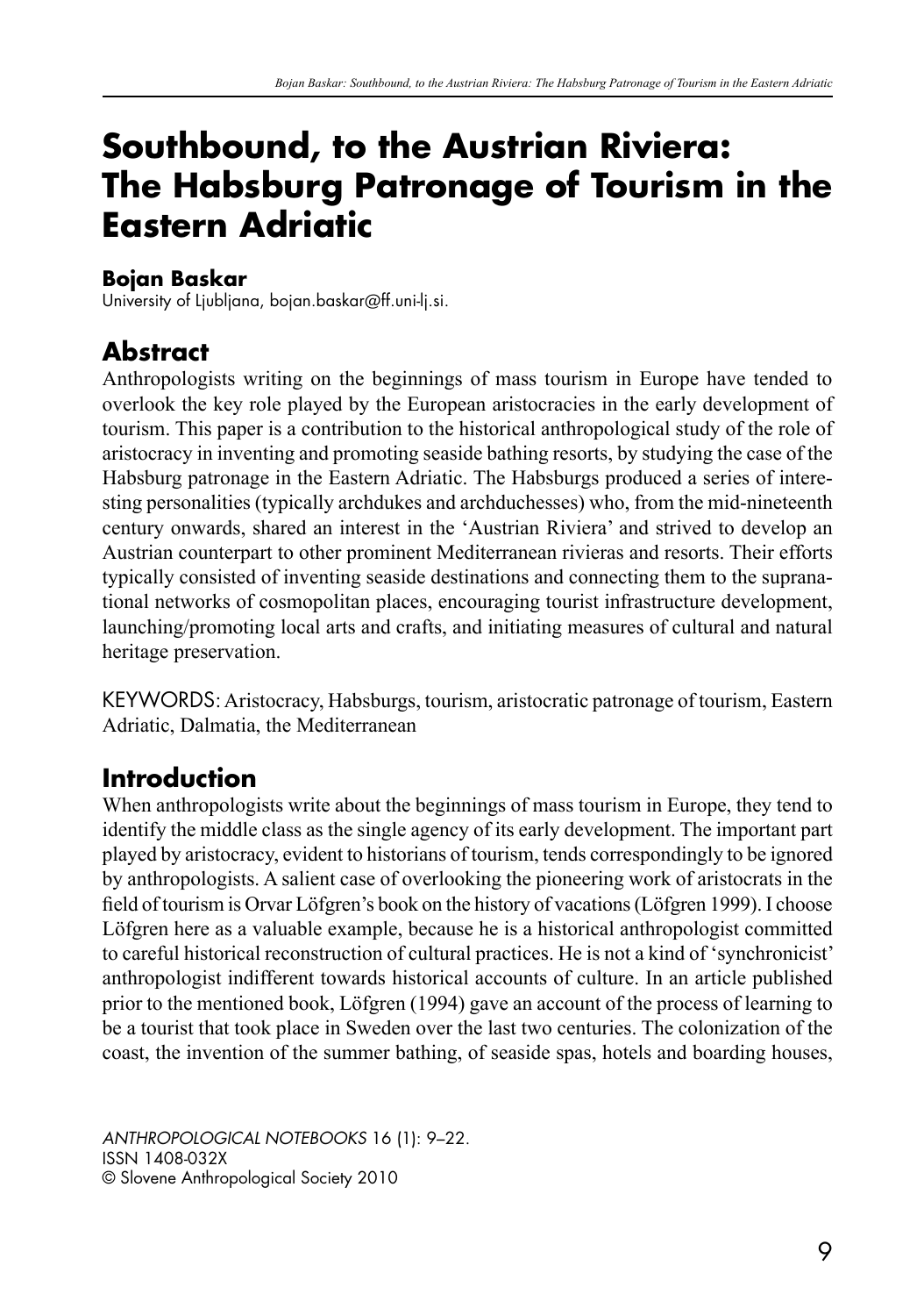# Southbound, to the Austrian Riviera: The Habsburg Patronage of Tourism in the Eastern Adriatic

**Bojan Baskar**

University of Ljubljana, bojan.baskar@ff.uni-lj.si.

## Abstract

Anthropologists writing on the beginnings of mass tourism in Europe have tended to overlook the key role played by the European aristocracies in the early development of tourism. This paper is a contribution to the historical anthropological study of the role of aristocracy in inventing and promoting seaside bathing resorts, by studying the case of the Habsburg patronage in the Eastern Adriatic. The Habsburgs produced a series of interesting personalities (typically archdukes and archduchesses) who, from the mid-nineteenth century onwards, shared an interest in the 'Austrian Riviera' and strived to develop an Austrian counterpart to other prominent Mediterranean rivieras and resorts. Their efforts typically consisted of inventing seaside destinations and connecting them to the supranational networks of cosmopolitan places, encouraging tourist infrastructure development, launching/promoting local arts and crafts, and initiating measures of cultural and natural heritage preservation.

KEYWORDS: Aristocracy, Habsburgs, tourism, aristocratic patronage of tourism, Eastern Adriatic, Dalmatia, the Mediterranean

## Introduction

When anthropologists write about the beginnings of mass tourism in Europe, they tend to identify the middle class as the single agency of its early development. The important part played by aristocracy, evident to historians of tourism, tends correspondingly to be ignored by anthropologists. A salient case of overlooking the pioneering work of aristocrats in the field of tourism is Orvar Löfgren's book on the history of vacations (Löfgren 1999). I choose Löfgren here as a valuable example, because he is a historical anthropologist committed to careful historical reconstruction of cultural practices. He is not a kind of 'synchronicist' anthropologist indifferent towards historical accounts of culture. In an article published prior to the mentioned book, Löfgren (1994) gave an account of the process of learning to be a tourist that took place in Sweden over the last two centuries. The colonization of the coast, the invention of the summer bathing, of seaside spas, hotels and boarding houses,

*ANTHROPOLOGICAL NOTEBOOKS* 16 (1): 9–22.
ISSN 1408-032X
© Slovene Anthropological Society 2010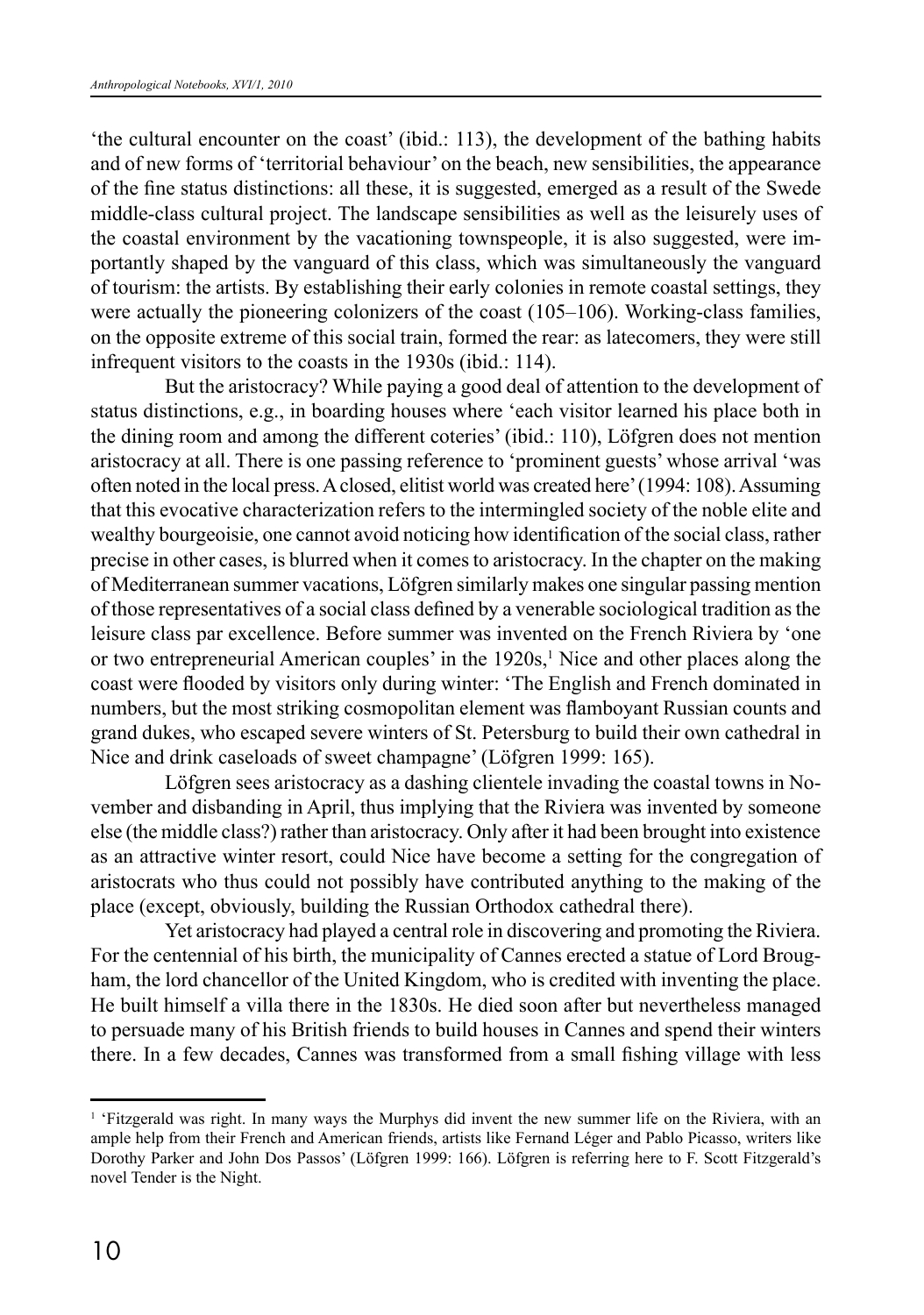'the cultural encounter on the coast' (ibid.: 113), the development of the bathing habits and of new forms of 'territorial behaviour' on the beach, new sensibilities, the appearance of the fine status distinctions: all these, it is suggested, emerged as a result of the Swede middle-class cultural project. The landscape sensibilities as well as the leisurely uses of the coastal environment by the vacationing townspeople, it is also suggested, were importantly shaped by the vanguard of this class, which was simultaneously the vanguard of tourism: the artists. By establishing their early colonies in remote coastal settings, they were actually the pioneering colonizers of the coast (105–106). Working-class families, on the opposite extreme of this social train, formed the rear: as latecomers, they were still infrequent visitors to the coasts in the 1930s (ibid.: 114).

But the aristocracy? While paying a good deal of attention to the development of status distinctions, e.g., in boarding houses where 'each visitor learned his place both in the dining room and among the different coteries' (ibid.: 110), Löfgren does not mention aristocracy at all. There is one passing reference to 'prominent guests' whose arrival 'was often noted in the local press. A closed, elitist world was created here' (1994: 108). Assuming that this evocative characterization refers to the intermingled society of the noble elite and wealthy bourgeoisie, one cannot avoid noticing how identification of the social class, rather precise in other cases, is blurred when it comes to aristocracy. In the chapter on the making of Mediterranean summer vacations, Löfgren similarly makes one singular passing mention of those representatives of a social class defined by a venerable sociological tradition as the leisure class par excellence. Before summer was invented on the French Riviera by 'one or two entrepreneurial American couples' in the 1920s,[1] Nice and other places along the coast were flooded by visitors only during winter: 'The English and French dominated in numbers, but the most striking cosmopolitan element was flamboyant Russian counts and grand dukes, who escaped severe winters of St. Petersburg to build their own cathedral in Nice and drink caseloads of sweet champagne' (Löfgren 1999: 165).

Löfgren sees aristocracy as a dashing clientele invading the coastal towns in November and disbanding in April, thus implying that the Riviera was invented by someone else (the middle class?) rather than aristocracy. Only after it had been brought into existence as an attractive winter resort, could Nice have become a setting for the congregation of aristocrats who thus could not possibly have contributed anything to the making of the place (except, obviously, building the Russian Orthodox cathedral there).

Yet aristocracy had played a central role in discovering and promoting the Riviera. For the centennial of his birth, the municipality of Cannes erected a statue of Lord Brougham, the lord chancellor of the United Kingdom, who is credited with inventing the place. He built himself a villa there in the 1830s. He died soon after but nevertheless managed to persuade many of his British friends to build houses in Cannes and spend their winters there. In a few decades, Cannes was transformed from a small fishing village with less

---

[1] 'Fitzgerald was right. In many ways the Murphys did invent the new summer life on the Riviera, with an ample help from their French and American friends, artists like Fernand Léger and Pablo Picasso, writers like Dorothy Parker and John Dos Passos' (Löfgren 1999: 166). Löfgren is referring here to F. Scott Fitzgerald's novel Tender is the Night.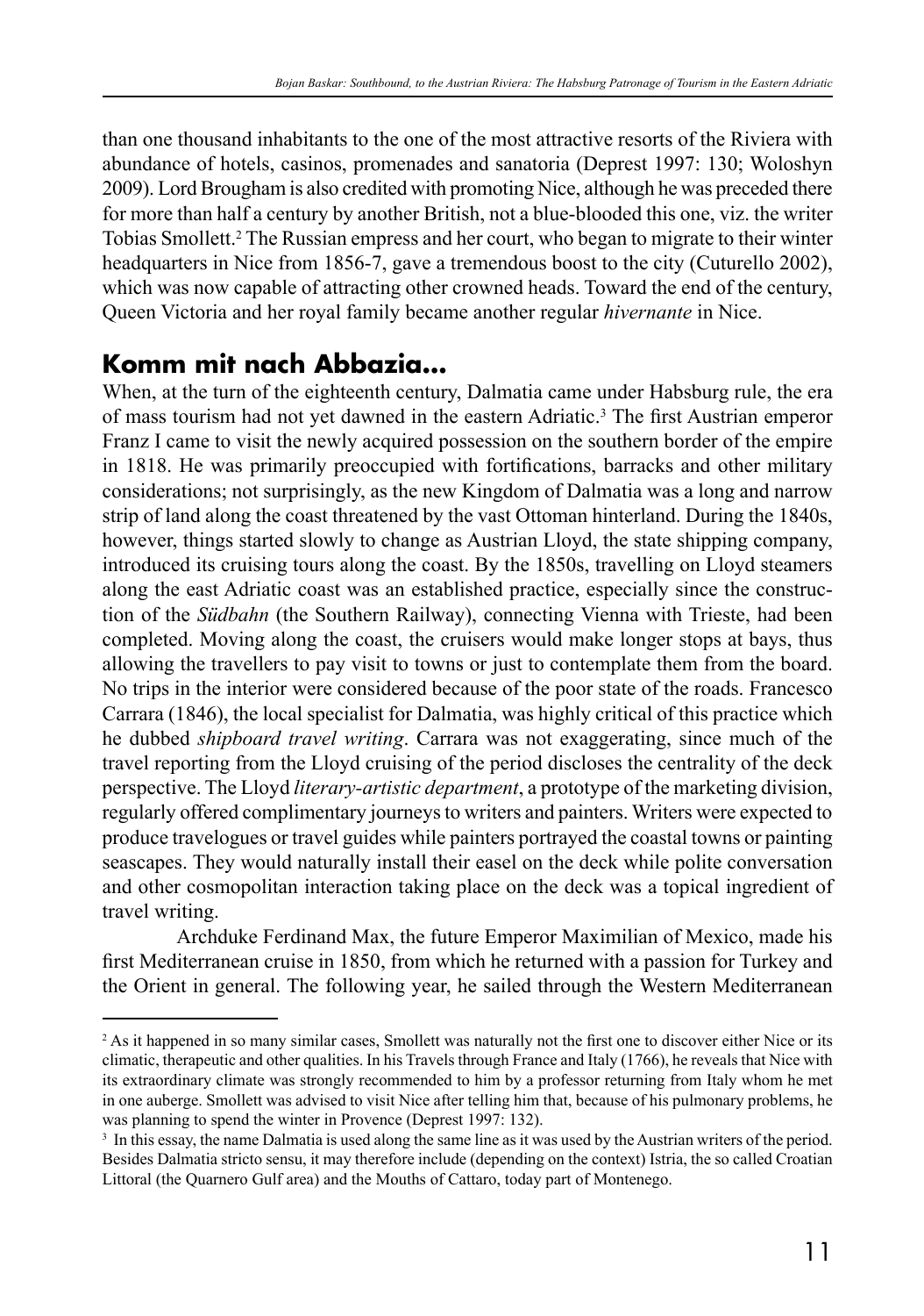than one thousand inhabitants to the one of the most attractive resorts of the Riviera with abundance of hotels, casinos, promenades and sanatoria (Deprest 1997: 130; Woloshyn 2009). Lord Brougham is also credited with promoting Nice, although he was preceded there for more than half a century by another British, not a blue-blooded this one, viz. the writer Tobias Smollett.[2] The Russian empress and her court, who began to migrate to their winter headquarters in Nice from 1856-7, gave a tremendous boost to the city (Cuturello 2002), which was now capable of attracting other crowned heads. Toward the end of the century, Queen Victoria and her royal family became another regular *hivernante* in Nice.

## Komm mit nach Abbazia...

When, at the turn of the eighteenth century, Dalmatia came under Habsburg rule, the era of mass tourism had not yet dawned in the eastern Adriatic.[3] The first Austrian emperor Franz I came to visit the newly acquired possession on the southern border of the empire in 1818. He was primarily preoccupied with fortifications, barracks and other military considerations; not surprisingly, as the new Kingdom of Dalmatia was a long and narrow strip of land along the coast threatened by the vast Ottoman hinterland. During the 1840s, however, things started slowly to change as Austrian Lloyd, the state shipping company, introduced its cruising tours along the coast. By the 1850s, travelling on Lloyd steamers along the east Adriatic coast was an established practice, especially since the construction of the *Südbahn* (the Southern Railway), connecting Vienna with Trieste, had been completed. Moving along the coast, the cruisers would make longer stops at bays, thus allowing the travellers to pay visit to towns or just to contemplate them from the board. No trips in the interior were considered because of the poor state of the roads. Francesco Carrara (1846), the local specialist for Dalmatia, was highly critical of this practice which he dubbed *shipboard travel writing*. Carrara was not exaggerating, since much of the travel reporting from the Lloyd cruising of the period discloses the centrality of the deck perspective. The Lloyd *literary-artistic department*, a prototype of the marketing division, regularly offered complimentary journeys to writers and painters. Writers were expected to produce travelogues or travel guides while painters portrayed the coastal towns or painting seascapes. They would naturally install their easel on the deck while polite conversation and other cosmopolitan interaction taking place on the deck was a topical ingredient of travel writing.

Archduke Ferdinand Max, the future Emperor Maximilian of Mexico, made his first Mediterranean cruise in 1850, from which he returned with a passion for Turkey and the Orient in general. The following year, he sailed through the Western Mediterranean

---

[2] As it happened in so many similar cases, Smollett was naturally not the first one to discover either Nice or its climatic, therapeutic and other qualities. In his Travels through France and Italy (1766), he reveals that Nice with its extraordinary climate was strongly recommended to him by a professor returning from Italy whom he met in one auberge. Smollett was advised to visit Nice after telling him that, because of his pulmonary problems, he was planning to spend the winter in Provence (Deprest 1997: 132).

[3] In this essay, the name Dalmatia is used along the same line as it was used by the Austrian writers of the period. Besides Dalmatia stricto sensu, it may therefore include (depending on the context) Istria, the so called Croatian Littoral (the Quarnero Gulf area) and the Mouths of Cattaro, today part of Montenego.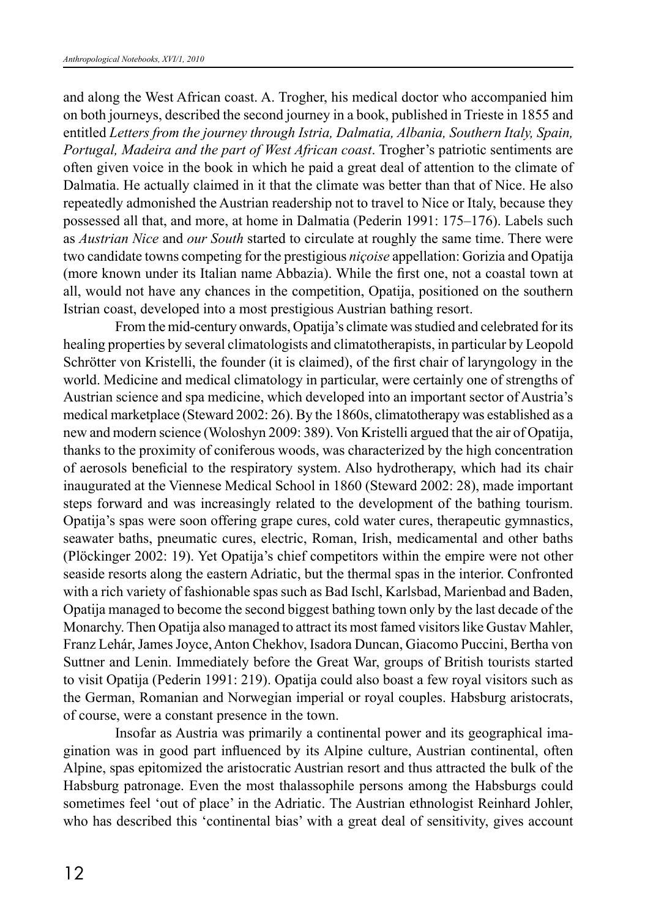and along the West African coast. A. Trogher, his medical doctor who accompanied him on both journeys, described the second journey in a book, published in Trieste in 1855 and entitled *Letters from the journey through Istria, Dalmatia, Albania, Southern Italy, Spain, Portugal, Madeira and the part of West African coast*. Trogher's patriotic sentiments are often given voice in the book in which he paid a great deal of attention to the climate of Dalmatia. He actually claimed in it that the climate was better than that of Nice. He also repeatedly admonished the Austrian readership not to travel to Nice or Italy, because they possessed all that, and more, at home in Dalmatia (Pederin 1991: 175–176). Labels such as *Austrian Nice* and *our South* started to circulate at roughly the same time. There were two candidate towns competing for the prestigious *niçoise* appellation: Gorizia and Opatija (more known under its Italian name Abbazia). While the first one, not a coastal town at all, would not have any chances in the competition, Opatija, positioned on the southern Istrian coast, developed into a most prestigious Austrian bathing resort.

From the mid-century onwards, Opatija's climate was studied and celebrated for its healing properties by several climatologists and climatotherapists, in particular by Leopold Schrötter von Kristelli, the founder (it is claimed), of the first chair of laryngology in the world. Medicine and medical climatology in particular, were certainly one of strengths of Austrian science and spa medicine, which developed into an important sector of Austria's medical marketplace (Steward 2002: 26). By the 1860s, climatotherapy was established as a new and modern science (Woloshyn 2009: 389). Von Kristelli argued that the air of Opatija, thanks to the proximity of coniferous woods, was characterized by the high concentration of aerosols beneficial to the respiratory system. Also hydrotherapy, which had its chair inaugurated at the Viennese Medical School in 1860 (Steward 2002: 28), made important steps forward and was increasingly related to the development of the bathing tourism. Opatija's spas were soon offering grape cures, cold water cures, therapeutic gymnastics, seawater baths, pneumatic cures, electric, Roman, Irish, medicamental and other baths (Plöckinger 2002: 19). Yet Opatija's chief competitors within the empire were not other seaside resorts along the eastern Adriatic, but the thermal spas in the interior. Confronted with a rich variety of fashionable spas such as Bad Ischl, Karlsbad, Marienbad and Baden, Opatija managed to become the second biggest bathing town only by the last decade of the Monarchy. Then Opatija also managed to attract its most famed visitors like Gustav Mahler, Franz Lehár, James Joyce, Anton Chekhov, Isadora Duncan, Giacomo Puccini, Bertha von Suttner and Lenin. Immediately before the Great War, groups of British tourists started to visit Opatija (Pederin 1991: 219). Opatija could also boast a few royal visitors such as the German, Romanian and Norwegian imperial or royal couples. Habsburg aristocrats, of course, were a constant presence in the town.

Insofar as Austria was primarily a continental power and its geographical imagination was in good part influenced by its Alpine culture, Austrian continental, often Alpine, spas epitomized the aristocratic Austrian resort and thus attracted the bulk of the Habsburg patronage. Even the most thalassophile persons among the Habsburgs could sometimes feel 'out of place' in the Adriatic. The Austrian ethnologist Reinhard Johler, who has described this 'continental bias' with a great deal of sensitivity, gives account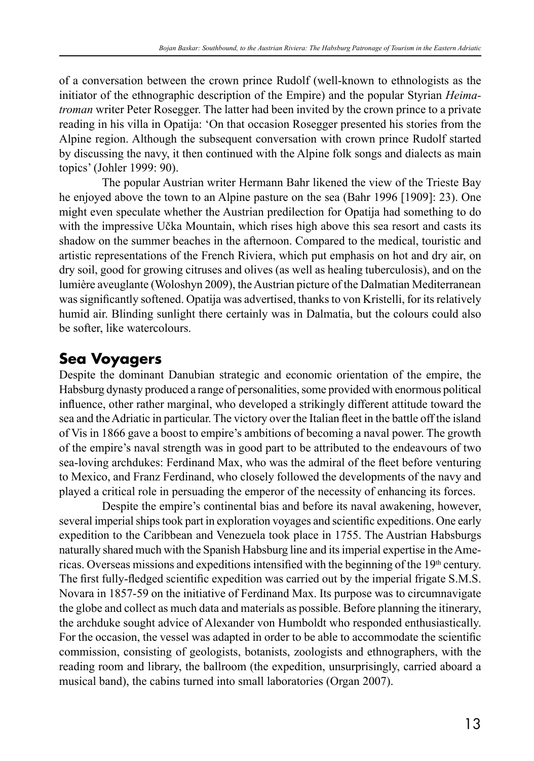of a conversation between the crown prince Rudolf (well-known to ethnologists as the initiator of the ethnographic description of the Empire) and the popular Styrian *Heimatroman* writer Peter Rosegger. The latter had been invited by the crown prince to a private reading in his villa in Opatija: 'On that occasion Rosegger presented his stories from the Alpine region. Although the subsequent conversation with crown prince Rudolf started by discussing the navy, it then continued with the Alpine folk songs and dialects as main topics' (Johler 1999: 90).

The popular Austrian writer Hermann Bahr likened the view of the Trieste Bay he enjoyed above the town to an Alpine pasture on the sea (Bahr 1996 [1909]: 23). One might even speculate whether the Austrian predilection for Opatija had something to do with the impressive Učka Mountain, which rises high above this sea resort and casts its shadow on the summer beaches in the afternoon. Compared to the medical, touristic and artistic representations of the French Riviera, which put emphasis on hot and dry air, on dry soil, good for growing citruses and olives (as well as healing tuberculosis), and on the lumière aveuglante (Woloshyn 2009), the Austrian picture of the Dalmatian Mediterranean was significantly softened. Opatija was advertised, thanks to von Kristelli, for its relatively humid air. Blinding sunlight there certainly was in Dalmatia, but the colours could also be softer, like watercolours.

## Sea Voyagers

Despite the dominant Danubian strategic and economic orientation of the empire, the Habsburg dynasty produced a range of personalities, some provided with enormous political influence, other rather marginal, who developed a strikingly different attitude toward the sea and the Adriatic in particular. The victory over the Italian fleet in the battle off the island of Vis in 1866 gave a boost to empire's ambitions of becoming a naval power. The growth of the empire's naval strength was in good part to be attributed to the endeavours of two sea-loving archdukes: Ferdinand Max, who was the admiral of the fleet before venturing to Mexico, and Franz Ferdinand, who closely followed the developments of the navy and played a critical role in persuading the emperor of the necessity of enhancing its forces.

Despite the empire's continental bias and before its naval awakening, however, several imperial ships took part in exploration voyages and scientific expeditions. One early expedition to the Caribbean and Venezuela took place in 1755. The Austrian Habsburgs naturally shared much with the Spanish Habsburg line and its imperial expertise in the Americas. Overseas missions and expeditions intensified with the beginning of the 19th century. The first fully-fledged scientific expedition was carried out by the imperial frigate S.M.S. Novara in 1857-59 on the initiative of Ferdinand Max. Its purpose was to circumnavigate the globe and collect as much data and materials as possible. Before planning the itinerary, the archduke sought advice of Alexander von Humboldt who responded enthusiastically. For the occasion, the vessel was adapted in order to be able to accommodate the scientific commission, consisting of geologists, botanists, zoologists and ethnographers, with the reading room and library, the ballroom (the expedition, unsurprisingly, carried aboard a musical band), the cabins turned into small laboratories (Organ 2007).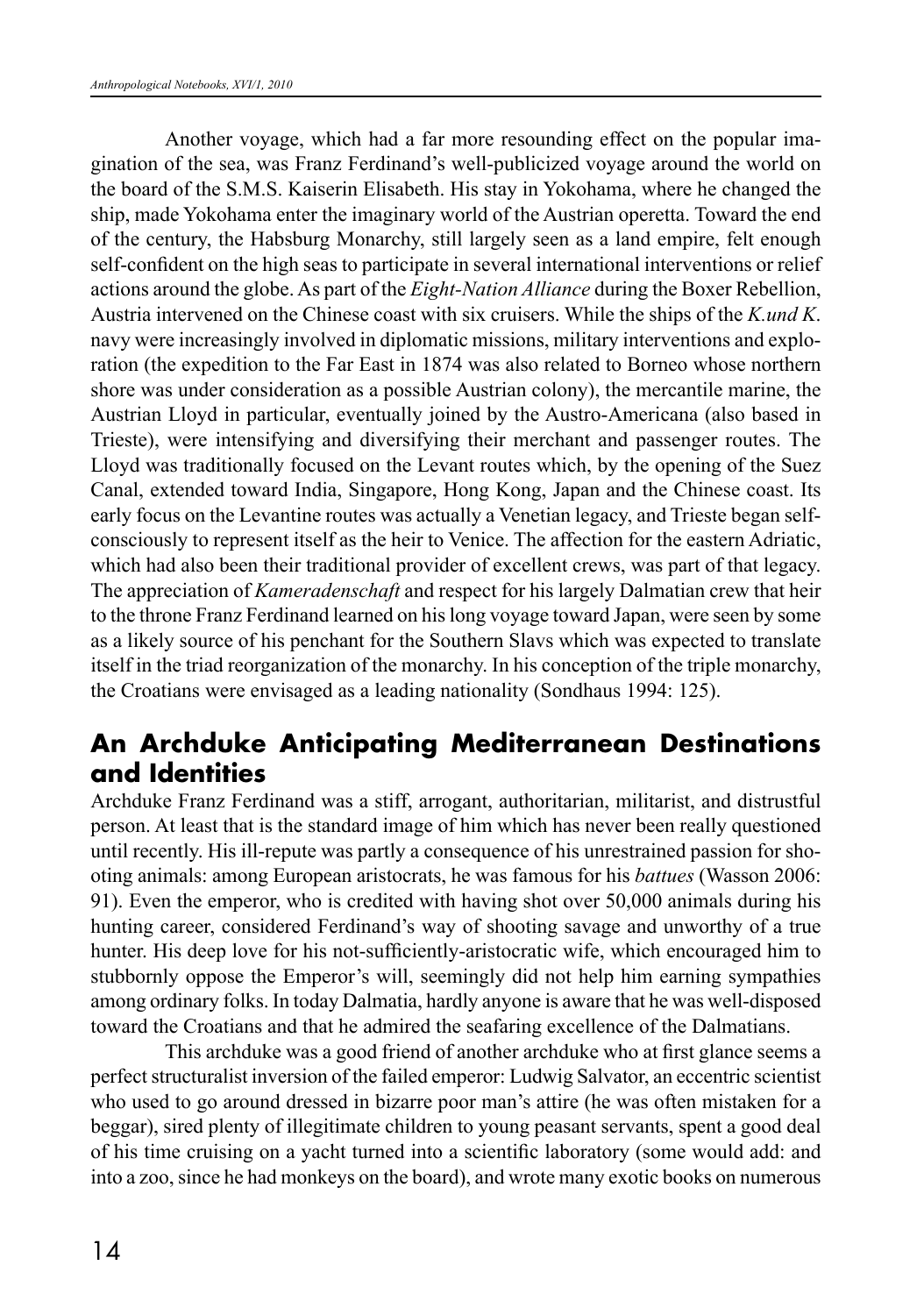Another voyage, which had a far more resounding effect on the popular imagination of the sea, was Franz Ferdinand's well-publicized voyage around the world on the board of the S.M.S. Kaiserin Elisabeth. His stay in Yokohama, where he changed the ship, made Yokohama enter the imaginary world of the Austrian operetta. Toward the end of the century, the Habsburg Monarchy, still largely seen as a land empire, felt enough self-confident on the high seas to participate in several international interventions or relief actions around the globe. As part of the *Eight-Nation Alliance* during the Boxer Rebellion, Austria intervened on the Chinese coast with six cruisers. While the ships of the *K.und K*. navy were increasingly involved in diplomatic missions, military interventions and exploration (the expedition to the Far East in 1874 was also related to Borneo whose northern shore was under consideration as a possible Austrian colony), the mercantile marine, the Austrian Lloyd in particular, eventually joined by the Austro-Americana (also based in Trieste), were intensifying and diversifying their merchant and passenger routes. The Lloyd was traditionally focused on the Levant routes which, by the opening of the Suez Canal, extended toward India, Singapore, Hong Kong, Japan and the Chinese coast. Its early focus on the Levantine routes was actually a Venetian legacy, and Trieste began self-consciously to represent itself as the heir to Venice. The affection for the eastern Adriatic, which had also been their traditional provider of excellent crews, was part of that legacy. The appreciation of *Kameradenschaft* and respect for his largely Dalmatian crew that heir to the throne Franz Ferdinand learned on his long voyage toward Japan, were seen by some as a likely source of his penchant for the Southern Slavs which was expected to translate itself in the triad reorganization of the monarchy. In his conception of the triple monarchy, the Croatians were envisaged as a leading nationality (Sondhaus 1994: 125).

## An Archduke Anticipating Mediterranean Destinations and Identities

Archduke Franz Ferdinand was a stiff, arrogant, authoritarian, militarist, and distrustful person. At least that is the standard image of him which has never been really questioned until recently. His ill-repute was partly a consequence of his unrestrained passion for shooting animals: among European aristocrats, he was famous for his *battues* (Wasson 2006: 91). Even the emperor, who is credited with having shot over 50,000 animals during his hunting career, considered Ferdinand's way of shooting savage and unworthy of a true hunter. His deep love for his not-sufficiently-aristocratic wife, which encouraged him to stubbornly oppose the Emperor's will, seemingly did not help him earning sympathies among ordinary folks. In today Dalmatia, hardly anyone is aware that he was well-disposed toward the Croatians and that he admired the seafaring excellence of the Dalmatians.

This archduke was a good friend of another archduke who at first glance seems a perfect structuralist inversion of the failed emperor: Ludwig Salvator, an eccentric scientist who used to go around dressed in bizarre poor man's attire (he was often mistaken for a beggar), sired plenty of illegitimate children to young peasant servants, spent a good deal of his time cruising on a yacht turned into a scientific laboratory (some would add: and into a zoo, since he had monkeys on the board), and wrote many exotic books on numerous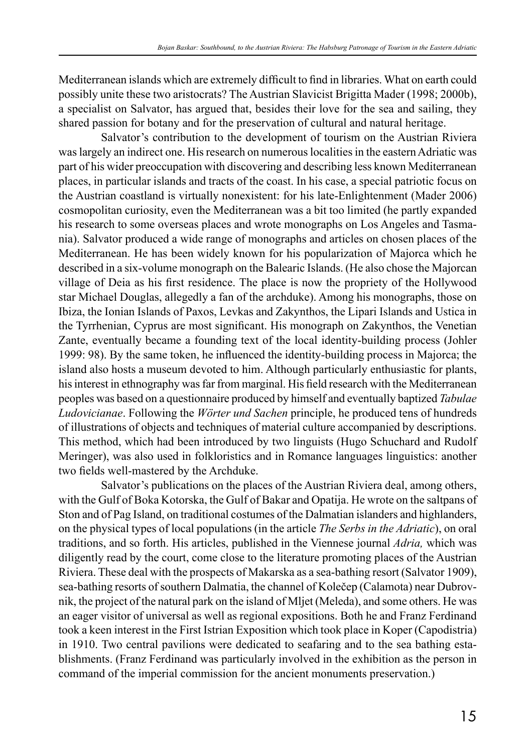Mediterranean islands which are extremely difficult to find in libraries. What on earth could possibly unite these two aristocrats? The Austrian Slavicist Brigitta Mader (1998; 2000b), a specialist on Salvator, has argued that, besides their love for the sea and sailing, they shared passion for botany and for the preservation of cultural and natural heritage.

Salvator's contribution to the development of tourism on the Austrian Riviera was largely an indirect one. His research on numerous localities in the eastern Adriatic was part of his wider preoccupation with discovering and describing less known Mediterranean places, in particular islands and tracts of the coast. In his case, a special patriotic focus on the Austrian coastland is virtually nonexistent: for his late-Enlightenment (Mader 2006) cosmopolitan curiosity, even the Mediterranean was a bit too limited (he partly expanded his research to some overseas places and wrote monographs on Los Angeles and Tasmania). Salvator produced a wide range of monographs and articles on chosen places of the Mediterranean. He has been widely known for his popularization of Majorca which he described in a six-volume monograph on the Balearic Islands. (He also chose the Majorcan village of Deia as his first residence. The place is now the propriety of the Hollywood star Michael Douglas, allegedly a fan of the archduke). Among his monographs, those on Ibiza, the Ionian Islands of Paxos, Levkas and Zakynthos, the Lipari Islands and Ustica in the Tyrrhenian, Cyprus are most significant. His monograph on Zakynthos, the Venetian Zante, eventually became a founding text of the local identity-building process (Johler 1999: 98). By the same token, he influenced the identity-building process in Majorca; the island also hosts a museum devoted to him. Although particularly enthusiastic for plants, his interest in ethnography was far from marginal. His field research with the Mediterranean peoples was based on a questionnaire produced by himself and eventually baptized *Tabulae Ludovicianae*. Following the *Wörter und Sachen* principle, he produced tens of hundreds of illustrations of objects and techniques of material culture accompanied by descriptions. This method, which had been introduced by two linguists (Hugo Schuchard and Rudolf Meringer), was also used in folkloristics and in Romance languages linguistics: another two fields well-mastered by the Archduke.

Salvator's publications on the places of the Austrian Riviera deal, among others, with the Gulf of Boka Kotorska, the Gulf of Bakar and Opatija. He wrote on the saltpans of Ston and of Pag Island, on traditional costumes of the Dalmatian islanders and highlanders, on the physical types of local populations (in the article *The Serbs in the Adriatic*), on oral traditions, and so forth. His articles, published in the Viennese journal *Adria,* which was diligently read by the court, come close to the literature promoting places of the Austrian Riviera. These deal with the prospects of Makarska as a sea-bathing resort (Salvator 1909), sea-bathing resorts of southern Dalmatia, the channel of Koleček (Calamota) near Dubrovnik, the project of the natural park on the island of Mljet (Meleda), and some others. He was an eager visitor of universal as well as regional expositions. Both he and Franz Ferdinand took a keen interest in the First Istrian Exposition which took place in Koper (Capodistria) in 1910. Two central pavilions were dedicated to seafaring and to the sea bathing establishments. (Franz Ferdinand was particularly involved in the exhibition as the person in command of the imperial commission for the ancient monuments preservation.)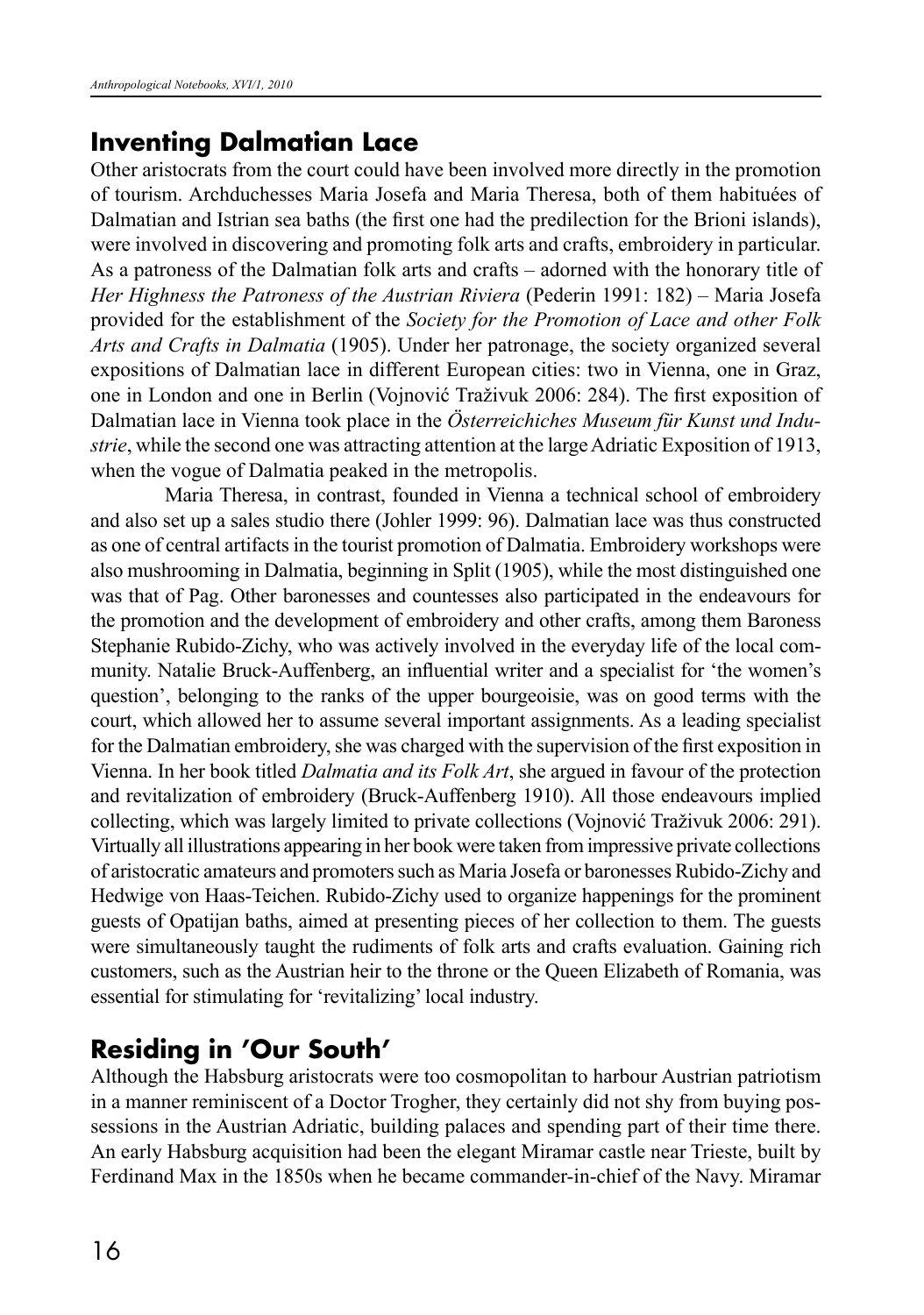## Inventing Dalmatian Lace

Other aristocrats from the court could have been involved more directly in the promotion of tourism. Archduchesses Maria Josefa and Maria Theresa, both of them habituées of Dalmatian and Istrian sea baths (the first one had the predilection for the Brioni islands), were involved in discovering and promoting folk arts and crafts, embroidery in particular. As a patroness of the Dalmatian folk arts and crafts – adorned with the honorary title of *Her Highness the Patroness of the Austrian Riviera* (Pederin 1991: 182) – Maria Josefa provided for the establishment of the *Society for the Promotion of Lace and other Folk Arts and Crafts in Dalmatia* (1905). Under her patronage, the society organized several expositions of Dalmatian lace in different European cities: two in Vienna, one in Graz, one in London and one in Berlin (Vojnović Traživuk 2006: 284). The first exposition of Dalmatian lace in Vienna took place in the *Österreichiches Museum für Kunst und Industrie*, while the second one was attracting attention at the large Adriatic Exposition of 1913, when the vogue of Dalmatia peaked in the metropolis.

Maria Theresa, in contrast, founded in Vienna a technical school of embroidery and also set up a sales studio there (Johler 1999: 96). Dalmatian lace was thus constructed as one of central artifacts in the tourist promotion of Dalmatia. Embroidery workshops were also mushrooming in Dalmatia, beginning in Split (1905), while the most distinguished one was that of Pag. Other baronesses and countesses also participated in the endeavours for the promotion and the development of embroidery and other crafts, among them Baroness Stephanie Rubido-Zichy, who was actively involved in the everyday life of the local community. Natalie Bruck-Auffenberg, an influential writer and a specialist for 'the women's question', belonging to the ranks of the upper bourgeoisie, was on good terms with the court, which allowed her to assume several important assignments. As a leading specialist for the Dalmatian embroidery, she was charged with the supervision of the first exposition in Vienna. In her book titled *Dalmatia and its Folk Art*, she argued in favour of the protection and revitalization of embroidery (Bruck-Auffenberg 1910). All those endeavours implied collecting, which was largely limited to private collections (Vojnović Traživuk 2006: 291). Virtually all illustrations appearing in her book were taken from impressive private collections of aristocratic amateurs and promoters such as Maria Josefa or baronesses Rubido-Zichy and Hedwige von Haas-Teichen. Rubido-Zichy used to organize happenings for the prominent guests of Opatijan baths, aimed at presenting pieces of her collection to them. The guests were simultaneously taught the rudiments of folk arts and crafts evaluation. Gaining rich customers, such as the Austrian heir to the throne or the Queen Elizabeth of Romania, was essential for stimulating for 'revitalizing' local industry.

## Residing in 'Our South'

Although the Habsburg aristocrats were too cosmopolitan to harbour Austrian patriotism in a manner reminiscent of a Doctor Trogher, they certainly did not shy from buying possessions in the Austrian Adriatic, building palaces and spending part of their time there. An early Habsburg acquisition had been the elegant Miramar castle near Trieste, built by Ferdinand Max in the 1850s when he became commander-in-chief of the Navy. Miramar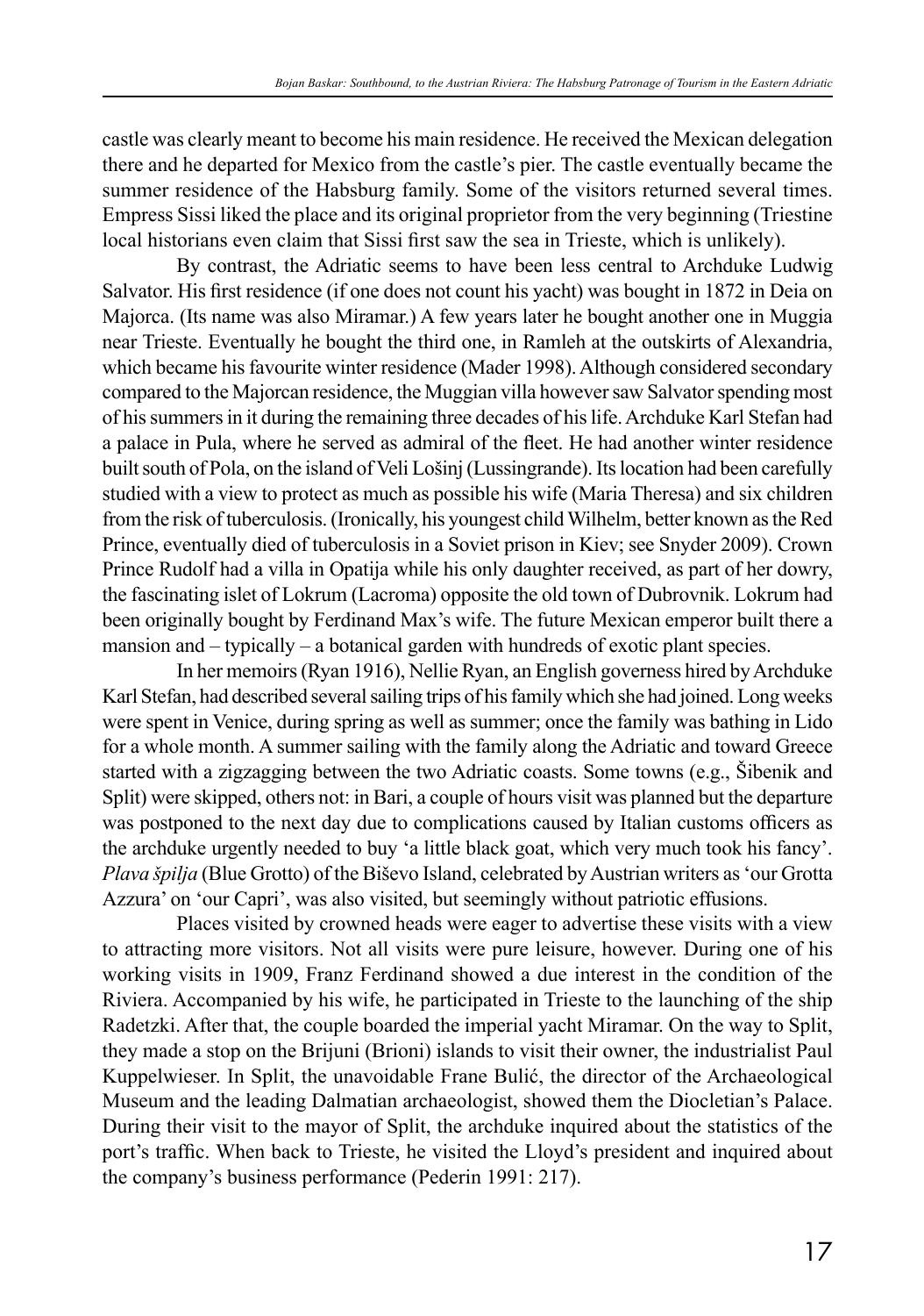castle was clearly meant to become his main residence. He received the Mexican delegation there and he departed for Mexico from the castle's pier. The castle eventually became the summer residence of the Habsburg family. Some of the visitors returned several times. Empress Sissi liked the place and its original proprietor from the very beginning (Triestine local historians even claim that Sissi first saw the sea in Trieste, which is unlikely).

By contrast, the Adriatic seems to have been less central to Archduke Ludwig Salvator. His first residence (if one does not count his yacht) was bought in 1872 in Deia on Majorca. (Its name was also Miramar.) A few years later he bought another one in Muggia near Trieste. Eventually he bought the third one, in Ramleh at the outskirts of Alexandria, which became his favourite winter residence (Mader 1998). Although considered secondary compared to the Majorcan residence, the Muggian villa however saw Salvator spending most of his summers in it during the remaining three decades of his life. Archduke Karl Stefan had a palace in Pula, where he served as admiral of the fleet. He had another winter residence built south of Pola, on the island of Veli Lošinj (Lussingrande). Its location had been carefully studied with a view to protect as much as possible his wife (Maria Theresa) and six children from the risk of tuberculosis. (Ironically, his youngest child Wilhelm, better known as the Red Prince, eventually died of tuberculosis in a Soviet prison in Kiev; see Snyder 2009). Crown Prince Rudolf had a villa in Opatija while his only daughter received, as part of her dowry, the fascinating islet of Lokrum (Lacroma) opposite the old town of Dubrovnik. Lokrum had been originally bought by Ferdinand Max's wife. The future Mexican emperor built there a mansion and – typically – a botanical garden with hundreds of exotic plant species.

In her memoirs (Ryan 1916), Nellie Ryan, an English governess hired by Archduke Karl Stefan, had described several sailing trips of his family which she had joined. Long weeks were spent in Venice, during spring as well as summer; once the family was bathing in Lido for a whole month. A summer sailing with the family along the Adriatic and toward Greece started with a zigzagging between the two Adriatic coasts. Some towns (e.g., Šibenik and Split) were skipped, others not: in Bari, a couple of hours visit was planned but the departure was postponed to the next day due to complications caused by Italian customs officers as the archduke urgently needed to buy 'a little black goat, which very much took his fancy'. *Plava špilja* (Blue Grotto) of the Biševo Island, celebrated by Austrian writers as 'our Grotta Azzura' on 'our Capri', was also visited, but seemingly without patriotic effusions.

Places visited by crowned heads were eager to advertise these visits with a view to attracting more visitors. Not all visits were pure leisure, however. During one of his working visits in 1909, Franz Ferdinand showed a due interest in the condition of the Riviera. Accompanied by his wife, he participated in Trieste to the launching of the ship Radetzki. After that, the couple boarded the imperial yacht Miramar. On the way to Split, they made a stop on the Brijuni (Brioni) islands to visit their owner, the industrialist Paul Kuppelwieser. In Split, the unavoidable Frane Bulić, the director of the Archaeological Museum and the leading Dalmatian archaeologist, showed them the Diocletian's Palace. During their visit to the mayor of Split, the archduke inquired about the statistics of the port's traffic. When back to Trieste, he visited the Lloyd's president and inquired about the company's business performance (Pederin 1991: 217).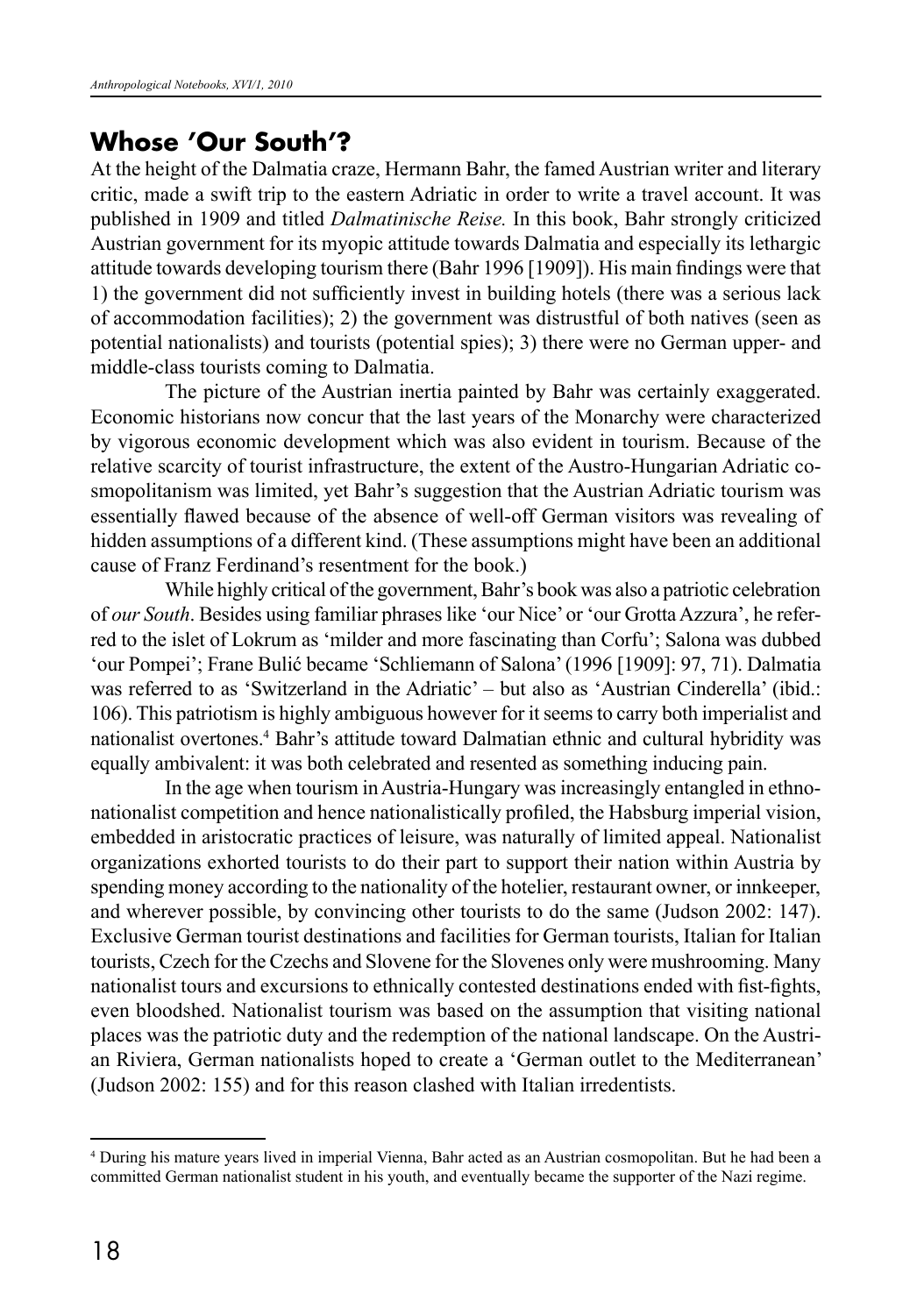## Whose 'Our South'?

At the height of the Dalmatia craze, Hermann Bahr, the famed Austrian writer and literary critic, made a swift trip to the eastern Adriatic in order to write a travel account. It was published in 1909 and titled *Dalmatinische Reise.* In this book, Bahr strongly criticized Austrian government for its myopic attitude towards Dalmatia and especially its lethargic attitude towards developing tourism there (Bahr 1996 [1909]). His main findings were that 1) the government did not sufficiently invest in building hotels (there was a serious lack of accommodation facilities); 2) the government was distrustful of both natives (seen as potential nationalists) and tourists (potential spies); 3) there were no German upper- and middle-class tourists coming to Dalmatia.

The picture of the Austrian inertia painted by Bahr was certainly exaggerated. Economic historians now concur that the last years of the Monarchy were characterized by vigorous economic development which was also evident in tourism. Because of the relative scarcity of tourist infrastructure, the extent of the Austro-Hungarian Adriatic cosmopolitanism was limited, yet Bahr's suggestion that the Austrian Adriatic tourism was essentially flawed because of the absence of well-off German visitors was revealing of hidden assumptions of a different kind. (These assumptions might have been an additional cause of Franz Ferdinand's resentment for the book.)

While highly critical of the government, Bahr's book was also a patriotic celebration of *our South*. Besides using familiar phrases like 'our Nice' or 'our Grotta Azzura', he referred to the islet of Lokrum as 'milder and more fascinating than Corfu'; Salona was dubbed 'our Pompei'; Frane Bulić became 'Schliemann of Salona' (1996 [1909]: 97, 71). Dalmatia was referred to as 'Switzerland in the Adriatic' – but also as 'Austrian Cinderella' (ibid.: 106). This patriotism is highly ambiguous however for it seems to carry both imperialist and nationalist overtones.[4] Bahr's attitude toward Dalmatian ethnic and cultural hybridity was equally ambivalent: it was both celebrated and resented as something inducing pain.

In the age when tourism in Austria-Hungary was increasingly entangled in ethnonationalist competition and hence nationalistically profiled, the Habsburg imperial vision, embedded in aristocratic practices of leisure, was naturally of limited appeal. Nationalist organizations exhorted tourists to do their part to support their nation within Austria by spending money according to the nationality of the hotelier, restaurant owner, or innkeeper, and wherever possible, by convincing other tourists to do the same (Judson 2002: 147). Exclusive German tourist destinations and facilities for German tourists, Italian for Italian tourists, Czech for the Czechs and Slovene for the Slovenes only were mushrooming. Many nationalist tours and excursions to ethnically contested destinations ended with fist-fights, even bloodshed. Nationalist tourism was based on the assumption that visiting national places was the patriotic duty and the redemption of the national landscape. On the Austrian Riviera, German nationalists hoped to create a 'German outlet to the Mediterranean' (Judson 2002: 155) and for this reason clashed with Italian irredentists.

---

[4] During his mature years lived in imperial Vienna, Bahr acted as an Austrian cosmopolitan. But he had been a committed German nationalist student in his youth, and eventually became the supporter of the Nazi regime.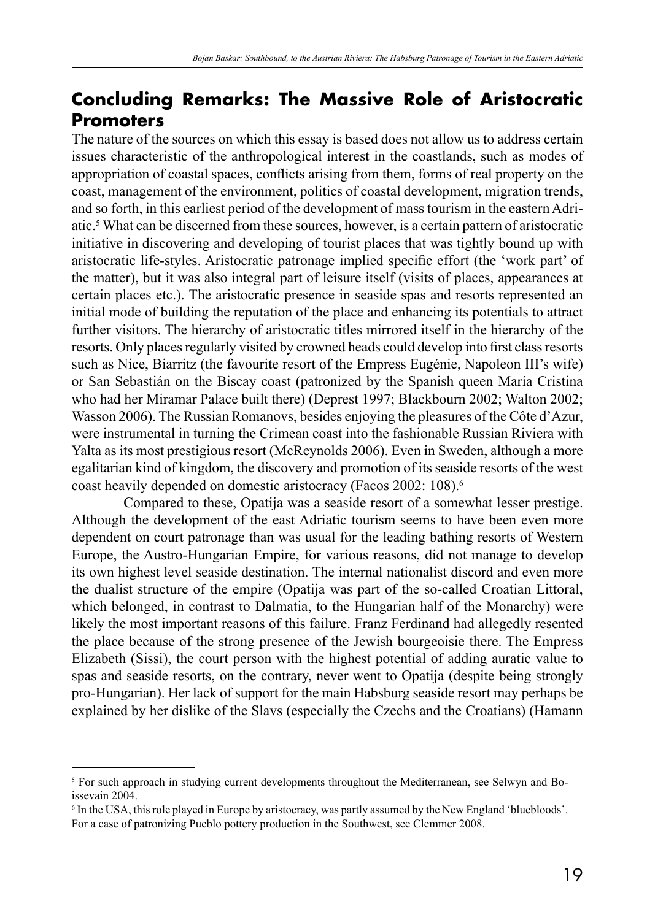## Concluding Remarks: The Massive Role of Aristocratic Promoters

The nature of the sources on which this essay is based does not allow us to address certain issues characteristic of the anthropological interest in the coastlands, such as modes of appropriation of coastal spaces, conflicts arising from them, forms of real property on the coast, management of the environment, politics of coastal development, migration trends, and so forth, in this earliest period of the development of mass tourism in the eastern Adriatic.[5] What can be discerned from these sources, however, is a certain pattern of aristocratic initiative in discovering and developing of tourist places that was tightly bound up with aristocratic life-styles. Aristocratic patronage implied specific effort (the 'work part' of the matter), but it was also integral part of leisure itself (visits of places, appearances at certain places etc.). The aristocratic presence in seaside spas and resorts represented an initial mode of building the reputation of the place and enhancing its potentials to attract further visitors. The hierarchy of aristocratic titles mirrored itself in the hierarchy of the resorts. Only places regularly visited by crowned heads could develop into first class resorts such as Nice, Biarritz (the favourite resort of the Empress Eugénie, Napoleon III's wife) or San Sebastián on the Biscay coast (patronized by the Spanish queen María Cristina who had her Miramar Palace built there) (Deprest 1997; Blackbourn 2002; Walton 2002; Wasson 2006). The Russian Romanovs, besides enjoying the pleasures of the Côte d'Azur, were instrumental in turning the Crimean coast into the fashionable Russian Riviera with Yalta as its most prestigious resort (McReynolds 2006). Even in Sweden, although a more egalitarian kind of kingdom, the discovery and promotion of its seaside resorts of the west coast heavily depended on domestic aristocracy (Facos 2002: 108).[6]

Compared to these, Opatija was a seaside resort of a somewhat lesser prestige. Although the development of the east Adriatic tourism seems to have been even more dependent on court patronage than was usual for the leading bathing resorts of Western Europe, the Austro-Hungarian Empire, for various reasons, did not manage to develop its own highest level seaside destination. The internal nationalist discord and even more the dualist structure of the empire (Opatija was part of the so-called Croatian Littoral, which belonged, in contrast to Dalmatia, to the Hungarian half of the Monarchy) were likely the most important reasons of this failure. Franz Ferdinand had allegedly resented the place because of the strong presence of the Jewish bourgeoisie there. The Empress Elizabeth (Sissi), the court person with the highest potential of adding auratic value to spas and seaside resorts, on the contrary, never went to Opatija (despite being strongly pro-Hungarian). Her lack of support for the main Habsburg seaside resort may perhaps be explained by her dislike of the Slavs (especially the Czechs and the Croatians) (Hamann

---

[5] For such approach in studying current developments throughout the Mediterranean, see Selwyn and Boissevain 2004.

[6] In the USA, this role played in Europe by aristocracy, was partly assumed by the New England 'bluebloods'. For a case of patronizing Pueblo pottery production in the Southwest, see Clemmer 2008.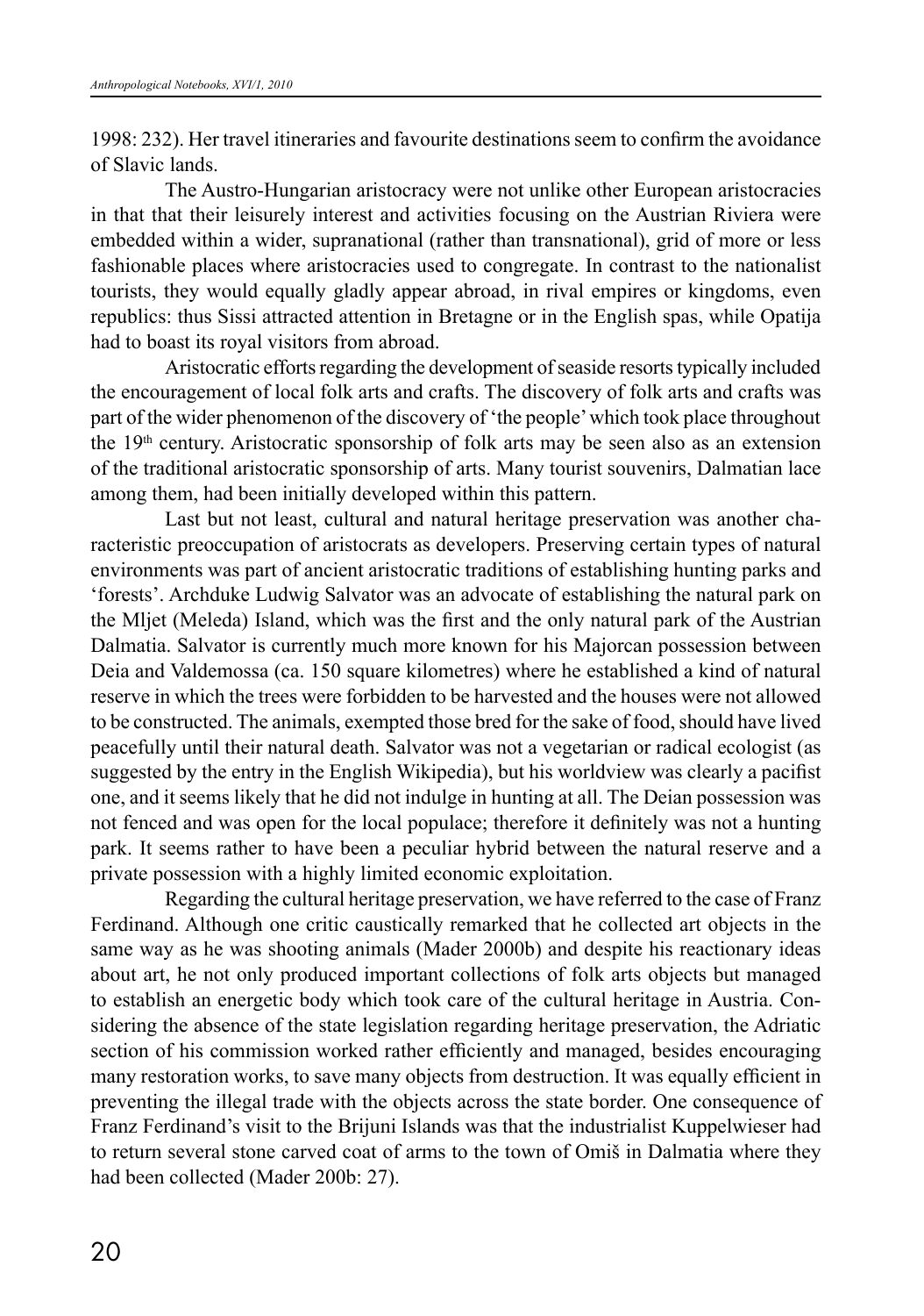1998: 232). Her travel itineraries and favourite destinations seem to confirm the avoidance of Slavic lands.

The Austro-Hungarian aristocracy were not unlike other European aristocracies in that that their leisurely interest and activities focusing on the Austrian Riviera were embedded within a wider, supranational (rather than transnational), grid of more or less fashionable places where aristocracies used to congregate. In contrast to the nationalist tourists, they would equally gladly appear abroad, in rival empires or kingdoms, even republics: thus Sissi attracted attention in Bretagne or in the English spas, while Opatija had to boast its royal visitors from abroad.

Aristocratic efforts regarding the development of seaside resorts typically included the encouragement of local folk arts and crafts. The discovery of folk arts and crafts was part of the wider phenomenon of the discovery of 'the people' which took place throughout the 19th century. Aristocratic sponsorship of folk arts may be seen also as an extension of the traditional aristocratic sponsorship of arts. Many tourist souvenirs, Dalmatian lace among them, had been initially developed within this pattern.

Last but not least, cultural and natural heritage preservation was another characteristic preoccupation of aristocrats as developers. Preserving certain types of natural environments was part of ancient aristocratic traditions of establishing hunting parks and 'forests'. Archduke Ludwig Salvator was an advocate of establishing the natural park on the Mljet (Meleda) Island, which was the first and the only natural park of the Austrian Dalmatia. Salvator is currently much more known for his Majorcan possession between Deia and Valdemossa (ca. 150 square kilometres) where he established a kind of natural reserve in which the trees were forbidden to be harvested and the houses were not allowed to be constructed. The animals, exempted those bred for the sake of food, should have lived peacefully until their natural death. Salvator was not a vegetarian or radical ecologist (as suggested by the entry in the English Wikipedia), but his worldview was clearly a pacifist one, and it seems likely that he did not indulge in hunting at all. The Deian possession was not fenced and was open for the local populace; therefore it definitely was not a hunting park. It seems rather to have been a peculiar hybrid between the natural reserve and a private possession with a highly limited economic exploitation.

Regarding the cultural heritage preservation, we have referred to the case of Franz Ferdinand. Although one critic caustically remarked that he collected art objects in the same way as he was shooting animals (Mader 2000b) and despite his reactionary ideas about art, he not only produced important collections of folk arts objects but managed to establish an energetic body which took care of the cultural heritage in Austria. Considering the absence of the state legislation regarding heritage preservation, the Adriatic section of his commission worked rather efficiently and managed, besides encouraging many restoration works, to save many objects from destruction. It was equally efficient in preventing the illegal trade with the objects across the state border. One consequence of Franz Ferdinand's visit to the Brijuni Islands was that the industrialist Kuppelwieser had to return several stone carved coat of arms to the town of Omiš in Dalmatia where they had been collected (Mader 200b: 27).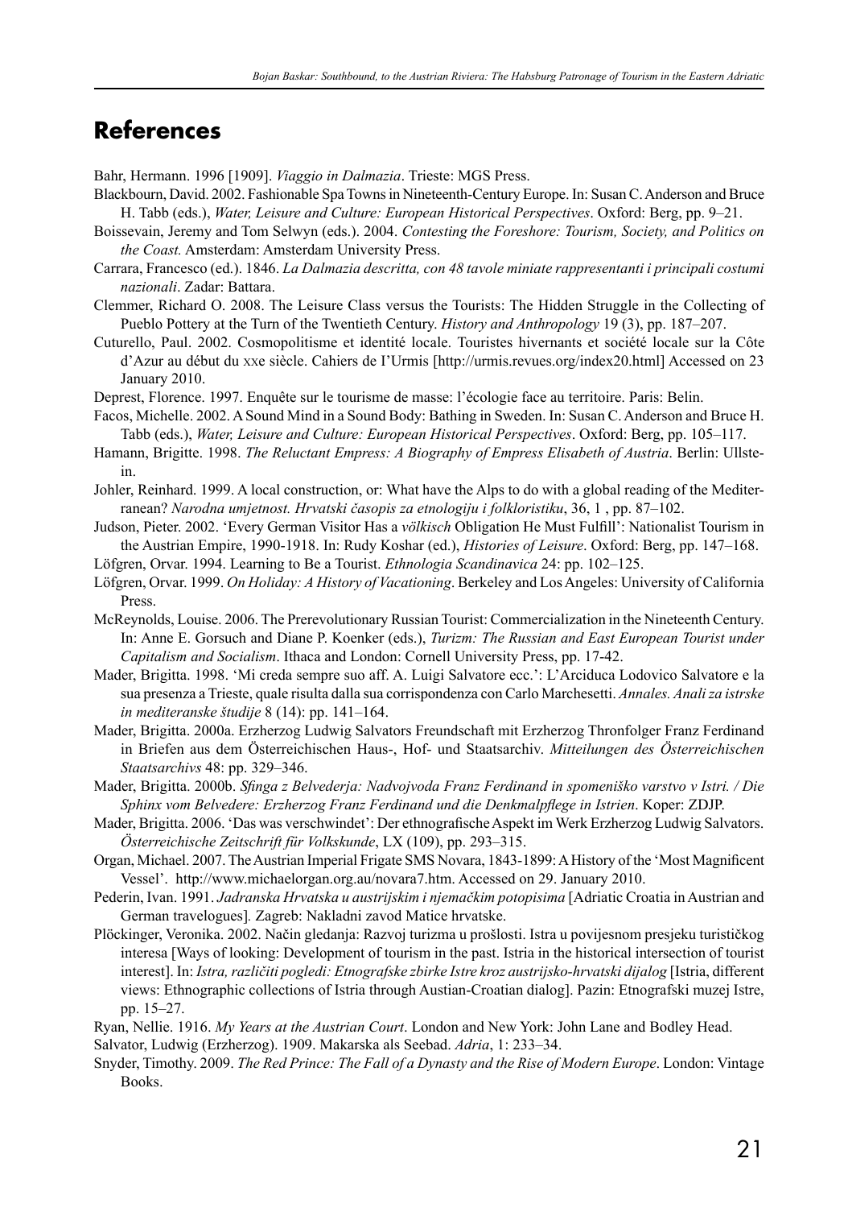## References

Bahr, Hermann. 1996 [1909]. *Viaggio in Dalmazia*. Trieste: MGS Press.

Blackbourn, David. 2002. Fashionable Spa Towns in Nineteenth-Century Europe. In: Susan C. Anderson and Bruce H. Tabb (eds.), *Water, Leisure and Culture: European Historical Perspectives*. Oxford: Berg, pp. 9–21.

Boissevain, Jeremy and Tom Selwyn (eds.). 2004. *Contesting the Foreshore: Tourism, Society, and Politics on the Coast.* Amsterdam: Amsterdam University Press.

Carrara, Francesco (ed.). 1846. *La Dalmazia descritta, con 48 tavole miniate rappresentanti i principali costumi nazionali*. Zadar: Battara.

Clemmer, Richard O. 2008. The Leisure Class versus the Tourists: The Hidden Struggle in the Collecting of Pueblo Pottery at the Turn of the Twentieth Century. *History and Anthropology* 19 (3), pp. 187–207.

Cuturello, Paul. 2002. Cosmopolitisme et identité locale. Touristes hivernants et société locale sur la Côte d'Azur au début du xxe siècle. Cahiers de I'Urmis [http://urmis.revues.org/index20.html] Accessed on 23 January 2010.

Deprest, Florence. 1997. Enquête sur le tourisme de masse: l'écologie face au territoire. Paris: Belin.

Facos, Michelle. 2002. A Sound Mind in a Sound Body: Bathing in Sweden. In: Susan C. Anderson and Bruce H. Tabb (eds.), *Water, Leisure and Culture: European Historical Perspectives*. Oxford: Berg, pp. 105–117.

Hamann, Brigitte. 1998. *The Reluctant Empress: A Biography of Empress Elisabeth of Austria*. Berlin: Ullstein.

Johler, Reinhard. 1999. A local construction, or: What have the Alps to do with a global reading of the Mediterranean? *Narodna umjetnost. Hrvatski časopis za etnologiju i folkloristiku*, 36, 1 , pp. 87–102.

Judson, Pieter. 2002. 'Every German Visitor Has a *völkisch* Obligation He Must Fulfill': Nationalist Tourism in the Austrian Empire, 1990-1918. In: Rudy Koshar (ed.), *Histories of Leisure*. Oxford: Berg, pp. 147–168.

Löfgren, Orvar. 1994. Learning to Be a Tourist. *Ethnologia Scandinavica* 24: pp. 102–125.

Löfgren, Orvar. 1999. *On Holiday: A History of Vacationing*. Berkeley and Los Angeles: University of California Press.

McReynolds, Louise. 2006. The Prerevolutionary Russian Tourist: Commercialization in the Nineteenth Century. In: Anne E. Gorsuch and Diane P. Koenker (eds.), *Turizm: The Russian and East European Tourist under Capitalism and Socialism*. Ithaca and London: Cornell University Press, pp. 17-42.

Mader, Brigitta. 1998. 'Mi creda sempre suo aff. A. Luigi Salvatore ecc.': L'Arciduca Lodovico Salvatore e la sua presenza a Trieste, quale risulta dalla sua corrispondenza con Carlo Marchesetti. *Annales. Anali za istrske in mediteranske študije* 8 (14): pp. 141–164.

Mader, Brigitta. 2000a. Erzherzog Ludwig Salvators Freundschaft mit Erzherzog Thronfolger Franz Ferdinand in Briefen aus dem Österreichischen Haus-, Hof- und Staatsarchiv. *Mitteilungen des Österreichischen Staatsarchivs* 48: pp. 329–346.

Mader, Brigitta. 2000b. *Sfinga z Belvederja: Nadvojvoda Franz Ferdinand in spomeniško varstvo v Istri. / Die Sphinx vom Belvedere: Erzherzog Franz Ferdinand und die Denkmalpflege in Istrien*. Koper: ZDJP.

Mader, Brigitta. 2006. 'Das was verschwindet': Der ethnografische Aspekt im Werk Erzherzog Ludwig Salvators. *Österreichische Zeitschrift für Volkskunde*, LX (109), pp. 293–315.

Organ, Michael. 2007. The Austrian Imperial Frigate SMS Novara, 1843-1899: A History of the 'Most Magnificent Vessel'. http://www.michaelorgan.org.au/novara7.htm. Accessed on 29. January 2010.

Pederin, Ivan. 1991. *Jadranska Hrvatska u austrijskim i njemačkim potopisima* [Adriatic Croatia in Austrian and German travelogues]*.* Zagreb: Nakladni zavod Matice hrvatske.

Plöckinger, Veronika. 2002. Način gledanja: Razvoj turizma u prošlosti. Istra u povijesnom presjeku turističkog interesa [Ways of looking: Development of tourism in the past. Istria in the historical intersection of tourist interest]. In: *Istra, različiti pogledi: Etnografske zbirke Istre kroz austrijsko-hrvatski dijalog* [Istria, different views: Ethnographic collections of Istria through Austian-Croatian dialog]. Pazin: Etnografski muzej Istre, pp. 15–27.

Ryan, Nellie. 1916. *My Years at the Austrian Court*. London and New York: John Lane and Bodley Head.

Salvator, Ludwig (Erzherzog). 1909. Makarska als Seebad. *Adria*, 1: 233–34.

Snyder, Timothy. 2009. *The Red Prince: The Fall of a Dynasty and the Rise of Modern Europe*. London: Vintage Books.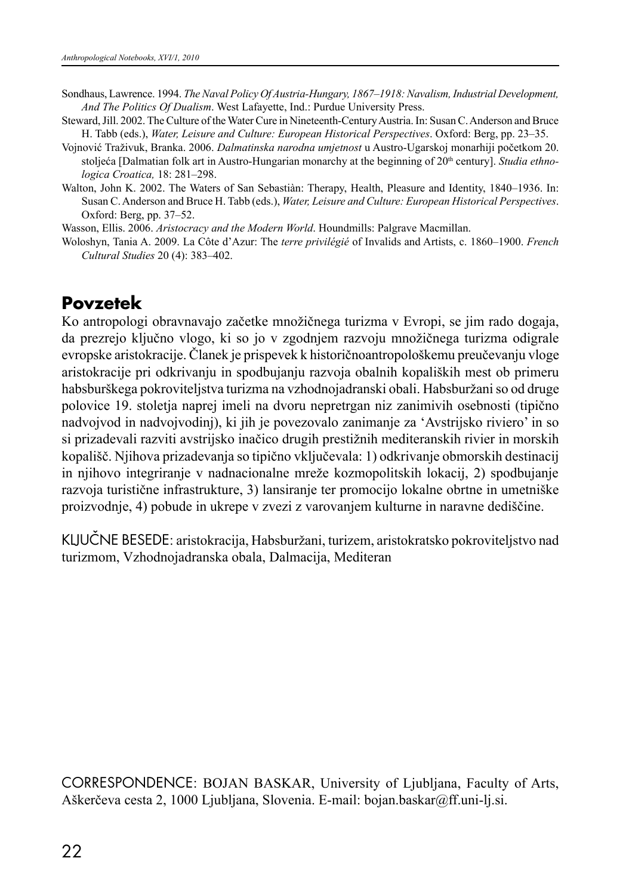Sondhaus, Lawrence. 1994. *The Naval Policy Of Austria-Hungary, 1867–1918: Navalism, Industrial Development, And The Politics Of Dualism*. West Lafayette, Ind.: Purdue University Press.

Steward, Jill. 2002. The Culture of the Water Cure in Nineteenth-Century Austria. In: Susan C. Anderson and Bruce H. Tabb (eds.), *Water, Leisure and Culture: European Historical Perspectives*. Oxford: Berg, pp. 23–35.

Vojnović Traživuk, Branka. 2006. *Dalmatinska narodna umjetnost* u Austro-Ugarskoj monarhiji početkom 20. stoljeća [Dalmatian folk art in Austro-Hungarian monarchy at the beginning of 20th century]. *Studia ethnologica Croatica,* 18: 281–298.

Walton, John K. 2002. The Waters of San Sebastiàn: Therapy, Health, Pleasure and Identity, 1840–1936. In: Susan C. Anderson and Bruce H. Tabb (eds.), *Water, Leisure and Culture: European Historical Perspectives*. Oxford: Berg, pp. 37–52.

Wasson, Ellis. 2006. *Aristocracy and the Modern World*. Houndmills: Palgrave Macmillan.

Woloshyn, Tania A. 2009. La Côte d'Azur: The *terre privilégié* of Invalids and Artists, c. 1860–1900. *French Cultural Studies* 20 (4): 383–402.

## Povzetek

Ko antropologi obravnavajo začetke množičnega turizma v Evropi, se jim rado dogaja, da prezrejo ključno vlogo, ki so jo v zgodnjem razvoju množičnega turizma odigrale evropske aristokracije. Članek je prispevek k historičnoantropološkemu preučevanju vloge aristokracije pri odkrivanju in spodbujanju razvoja obalnih kopaliških mest ob primeru habsburškega pokroviteljstva turizma na vzhodnojadranski obali. Habsburžani so od druge polovice 19. stoletja naprej imeli na dvoru nepretrgan niz zanimivih osebnosti (tipično nadvojvod in nadvojvodinj), ki jih je povezovalo zanimanje za 'Avstrijsko riviero' in so si prizadevali razviti avstrijsko inačico drugih prestižnih mediteranskih rivier in morskih kopališč. Njihova prizadevanja so tipično vključevala: 1) odkrivanje obmorskih destinacij in njihovo integriranje v nadnacionalne mreže kozmopolitskih lokacij, 2) spodbujanje razvoja turistične infrastrukture, 3) lansiranje ter promocijo lokalne obrtne in umetniške proizvodnje, 4) pobude in ukrepe v zvezi z varovanjem kulturne in naravne dediščine.

KLJUČNE BESEDE: aristokracija, Habsburžani, turizem, aristokratsko pokroviteljstvo nad turizmom, Vzhodnojadranska obala, Dalmacija, Mediteran

CORRESPONDENCE: BOJAN BASKAR, University of Ljubljana, Faculty of Arts, Aškerčeva cesta 2, 1000 Ljubljana, Slovenia. E-mail: bojan.baskar@ff.uni-lj.si.